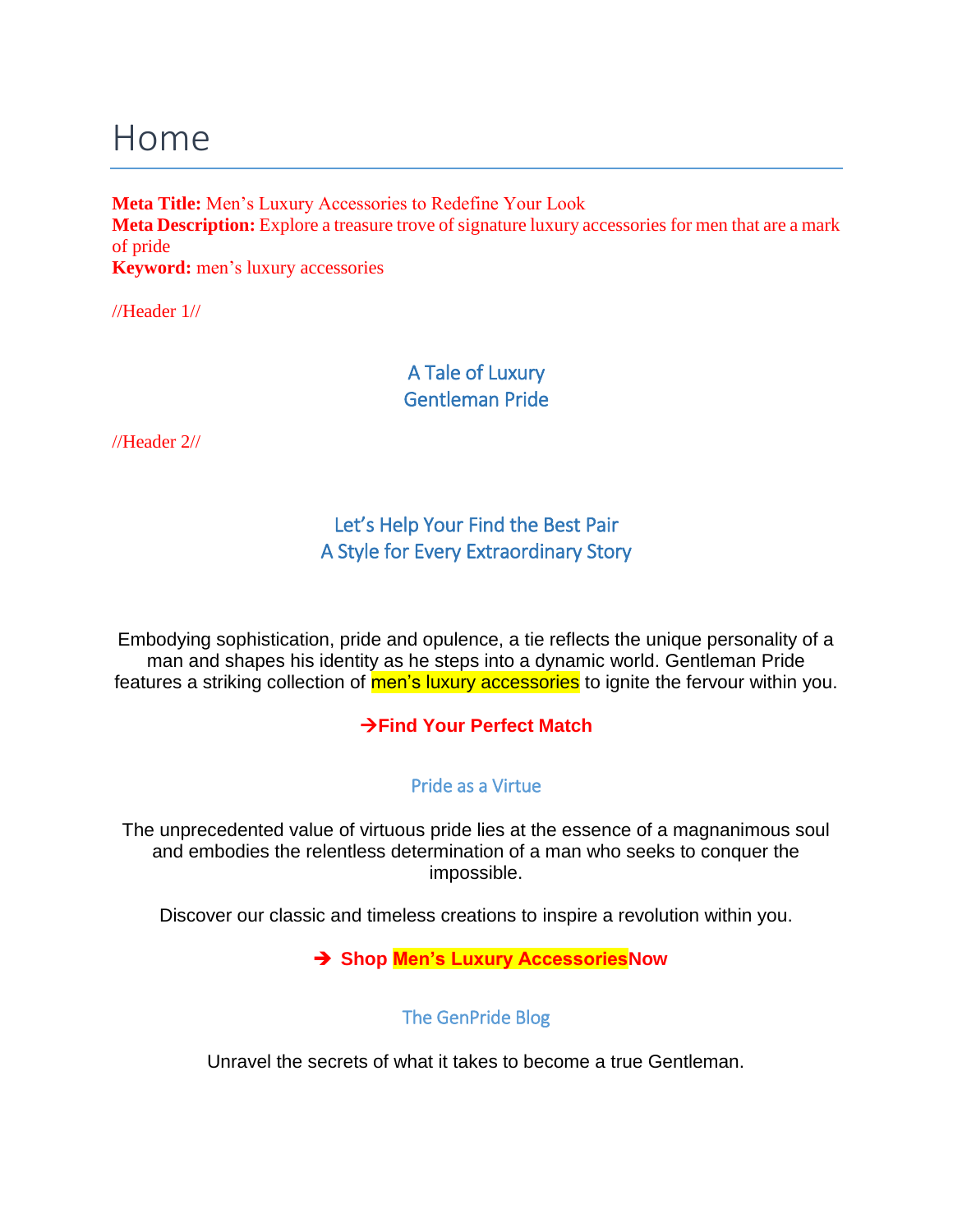# Home

**Meta Title:** Men's Luxury Accessories to Redefine Your Look
**Meta Description:** Explore a treasure trove of signature luxury accessories for men that are a mark of pride
**Keyword:** men's luxury accessories

//Header 1//

## A Tale of Luxury
## Gentleman Pride

//Header 2//

## Let's Help Your Find the Best Pair
## A Style for Every Extraordinary Story

Embodying sophistication, pride and opulence, a tie reflects the unique personality of a man and shapes his identity as he steps into a dynamic world. Gentleman Pride features a striking collection of men's luxury accessories to ignite the fervour within you.

**→Find Your Perfect Match**

### Pride as a Virtue

The unprecedented value of virtuous pride lies at the essence of a magnanimous soul and embodies the relentless determination of a man who seeks to conquer the impossible.

Discover our classic and timeless creations to inspire a revolution within you.

**→ Shop Men's Luxury AccessoriesNow**

### The GenPride Blog

Unravel the secrets of what it takes to become a true Gentleman.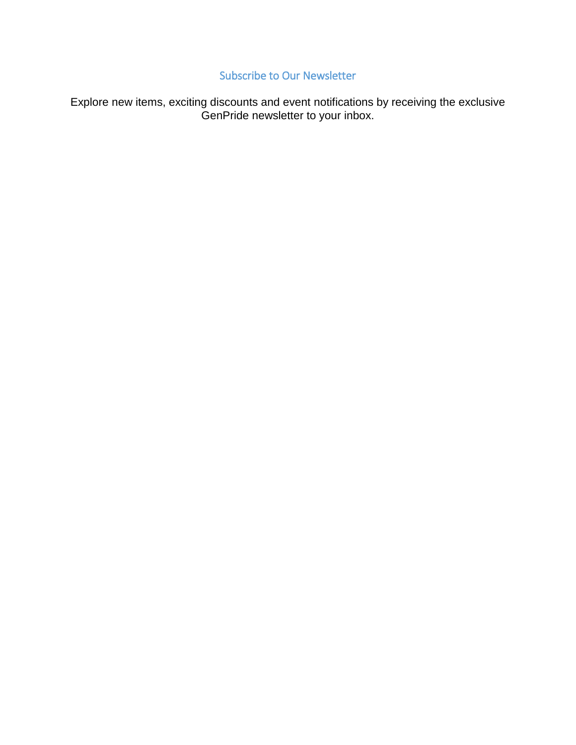## Subscribe to Our Newsletter

Explore new items, exciting discounts and event notifications by receiving the exclusive GenPride newsletter to your inbox.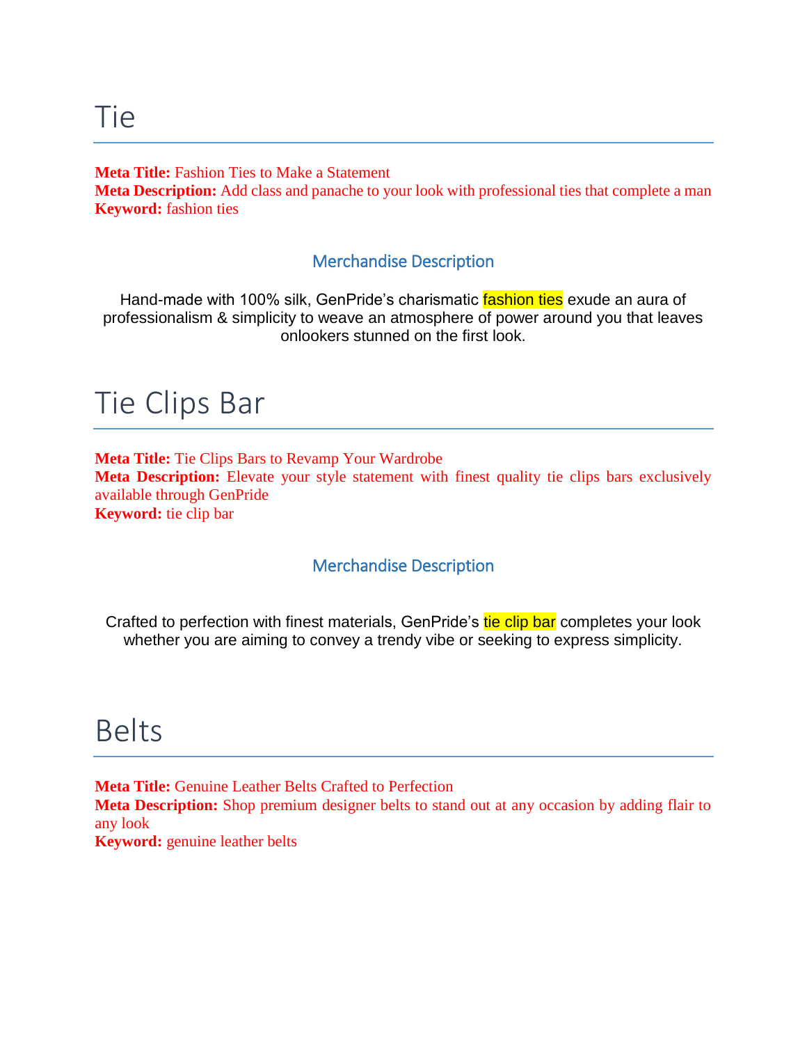# Tie

**Meta Title:** Fashion Ties to Make a Statement
**Meta Description:** Add class and panache to your look with professional ties that complete a man
**Keyword:** fashion ties

## Merchandise Description

Hand-made with 100% silk, GenPride's charismatic fashion ties exude an aura of professionalism & simplicity to weave an atmosphere of power around you that leaves onlookers stunned on the first look.

# Tie Clips Bar

**Meta Title:** Tie Clips Bars to Revamp Your Wardrobe
**Meta Description:** Elevate your style statement with finest quality tie clips bars exclusively available through GenPride
**Keyword:** tie clip bar

## Merchandise Description

Crafted to perfection with finest materials, GenPride's tie clip bar completes your look whether you are aiming to convey a trendy vibe or seeking to express simplicity.

# Belts

**Meta Title:** Genuine Leather Belts Crafted to Perfection
**Meta Description:** Shop premium designer belts to stand out at any occasion by adding flair to any look
**Keyword:** genuine leather belts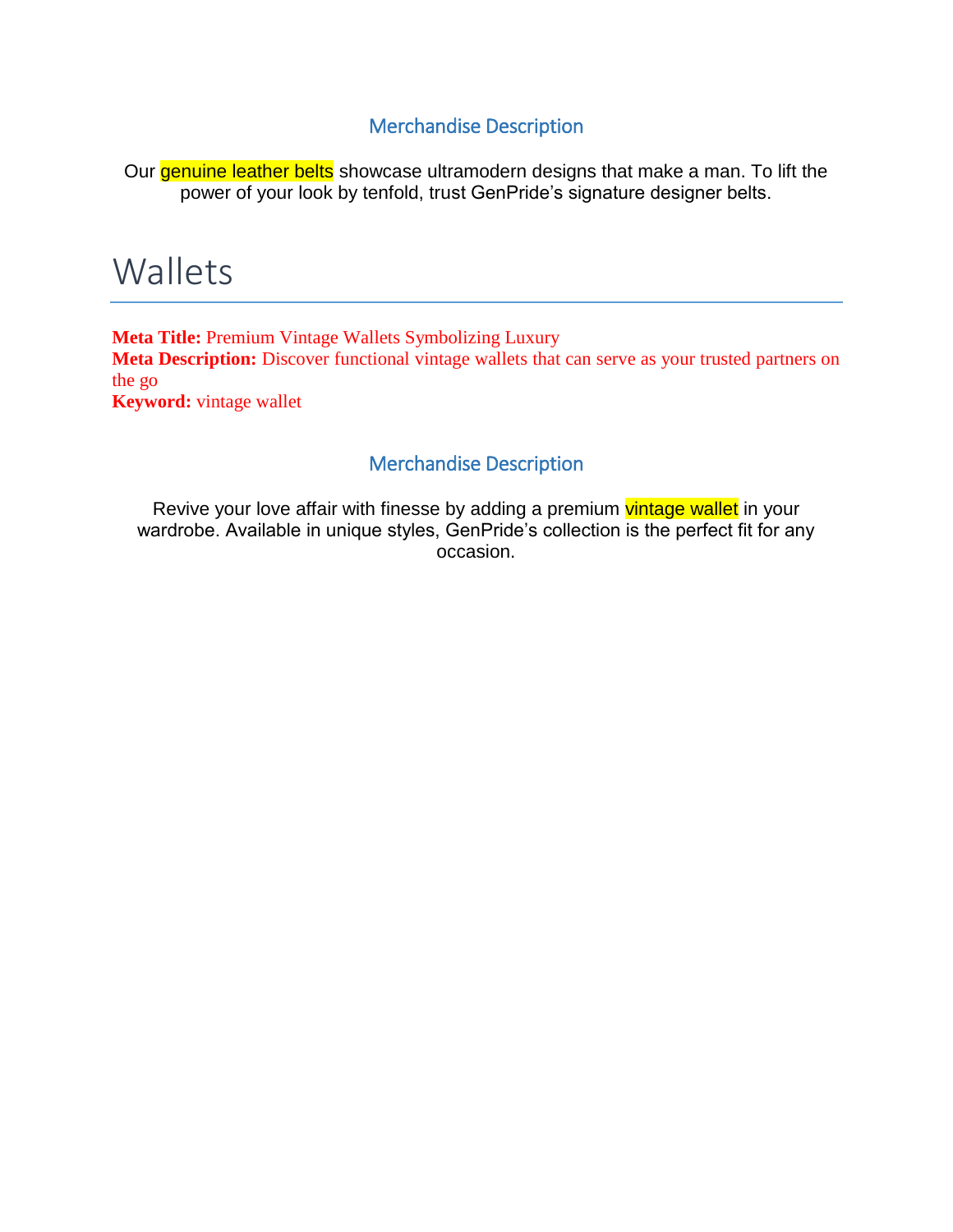### Merchandise Description

Our genuine leather belts showcase ultramodern designs that make a man. To lift the power of your look by tenfold, trust GenPride's signature designer belts.

# Wallets

**Meta Title:** Premium Vintage Wallets Symbolizing Luxury
**Meta Description:** Discover functional vintage wallets that can serve as your trusted partners on the go
**Keyword:** vintage wallet

### Merchandise Description

Revive your love affair with finesse by adding a premium vintage wallet in your wardrobe. Available in unique styles, GenPride's collection is the perfect fit for any occasion.